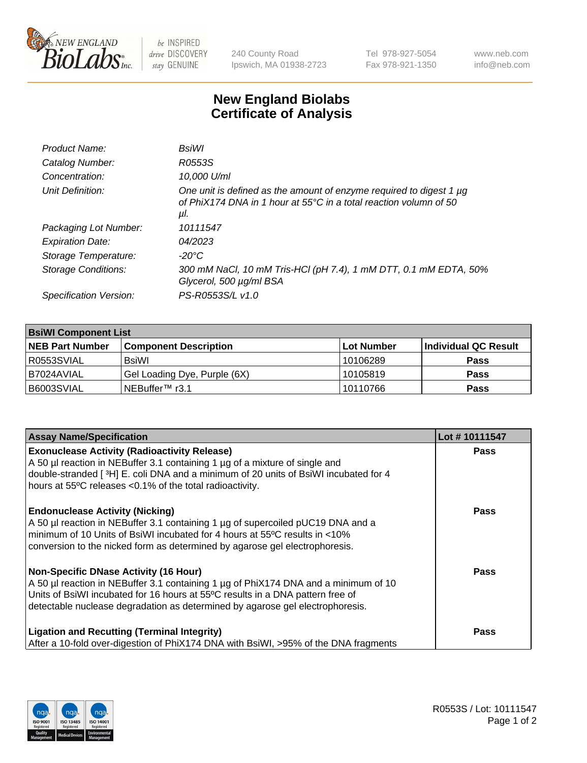# New England Biolabs
# Certificate of Analysis

| | |
|---|---|
| *Product Name:* | *BsiWI* |
| *Catalog Number:* | *R0553S* |
| *Concentration:* | *10,000 U/ml* |
| *Unit Definition:* | *One unit is defined as the amount of enzyme required to digest 1 µg of PhiX174 DNA in 1 hour at 55°C in a total reaction volumn of 50 µl.* |
| *Packaging Lot Number:* | *10111547* |
| *Expiration Date:* | *04/2023* |
| *Storage Temperature:* | *-20°C* |
| *Storage Conditions:* | *300 mM NaCl, 10 mM Tris-HCl (pH 7.4), 1 mM DTT, 0.1 mM EDTA, 50% Glycerol, 500 µg/ml BSA* |
| *Specification Version:* | *PS-R0553S/L v1.0* |

| **BsiWI Component List** | | | |
|---|---|---|---|
| **NEB Part Number** | **Component Description** | **Lot Number** | **Individual QC Result** |
| R0553SVIAL | BsiWI | 10106289 | **Pass** |
| B7024AVIAL | Gel Loading Dye, Purple (6X) | 10105819 | **Pass** |
| B6003SVIAL | NEBuffer™ r3.1 | 10110766 | **Pass** |

| **Assay Name/Specification** | **Lot # 10111547** |
|---|---|
| **Exonuclease Activity (Radioactivity Release)** A 50 µl reaction in NEBuffer 3.1 containing 1 µg of a mixture of single and double-stranded [ $^{3}$H] E. coli DNA and a minimum of 20 units of BsiWI incubated for 4 hours at 55ºC releases <0.1% of the total radioactivity. | **Pass** |
| **Endonuclease Activity (Nicking)** A 50 µl reaction in NEBuffer 3.1 containing 1 µg of supercoiled pUC19 DNA and a minimum of 10 Units of BsiWI incubated for 4 hours at 55ºC results in <10% conversion to the nicked form as determined by agarose gel electrophoresis. | **Pass** |
| **Non-Specific DNase Activity (16 Hour)** A 50 µl reaction in NEBuffer 3.1 containing 1 µg of PhiX174 DNA and a minimum of 10 Units of BsiWI incubated for 16 hours at 55ºC results in a DNA pattern free of detectable nuclease degradation as determined by agarose gel electrophoresis. | **Pass** |
| **Ligation and Recutting (Terminal Integrity)** After a 10-fold over-digestion of PhiX174 DNA with BsiWI, >95% of the DNA fragments | **Pass** |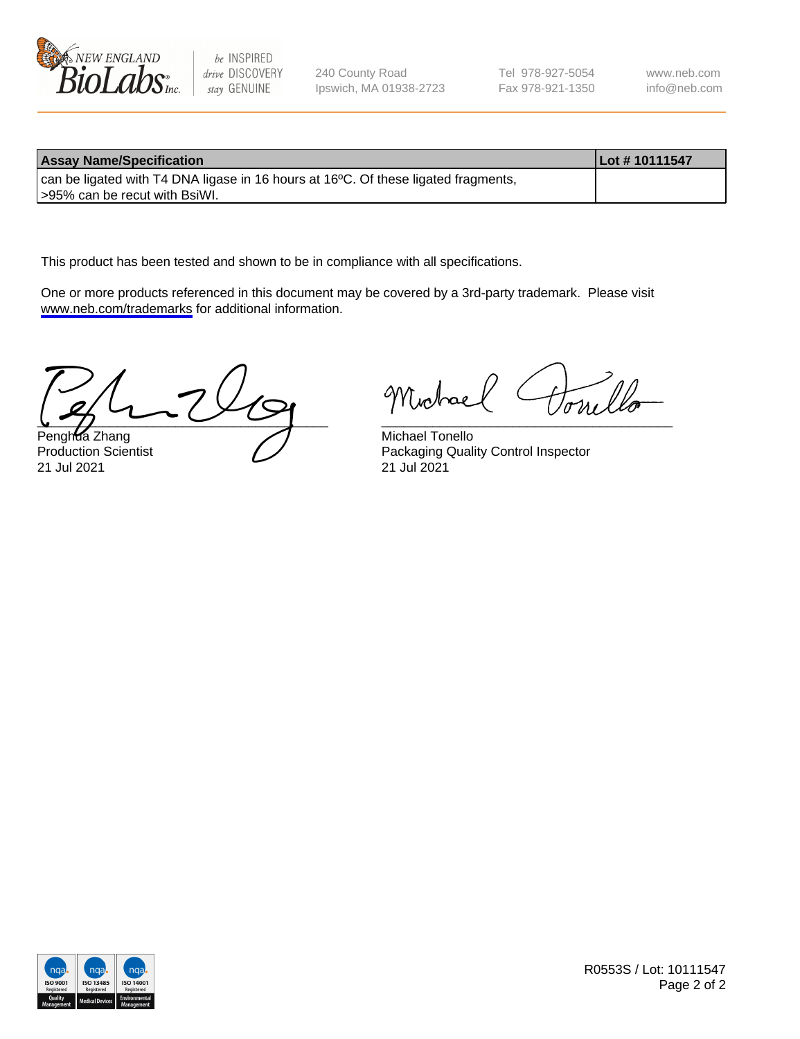| Assay Name/Specification | Lot # 10111547 |
|---|---|
| can be ligated with T4 DNA ligase in 16 hours at 16ºC. Of these ligated fragments, >95% can be recut with BsiWI. | |

This product has been tested and shown to be in compliance with all specifications.

One or more products referenced in this document may be covered by a 3rd-party trademark. Please visit www.neb.com/trademarks for additional information.

Penghua Zhang
Production Scientist
21 Jul 2021

Michael Tonello
Packaging Quality Control Inspector
21 Jul 2021

R0553S / Lot: 10111547